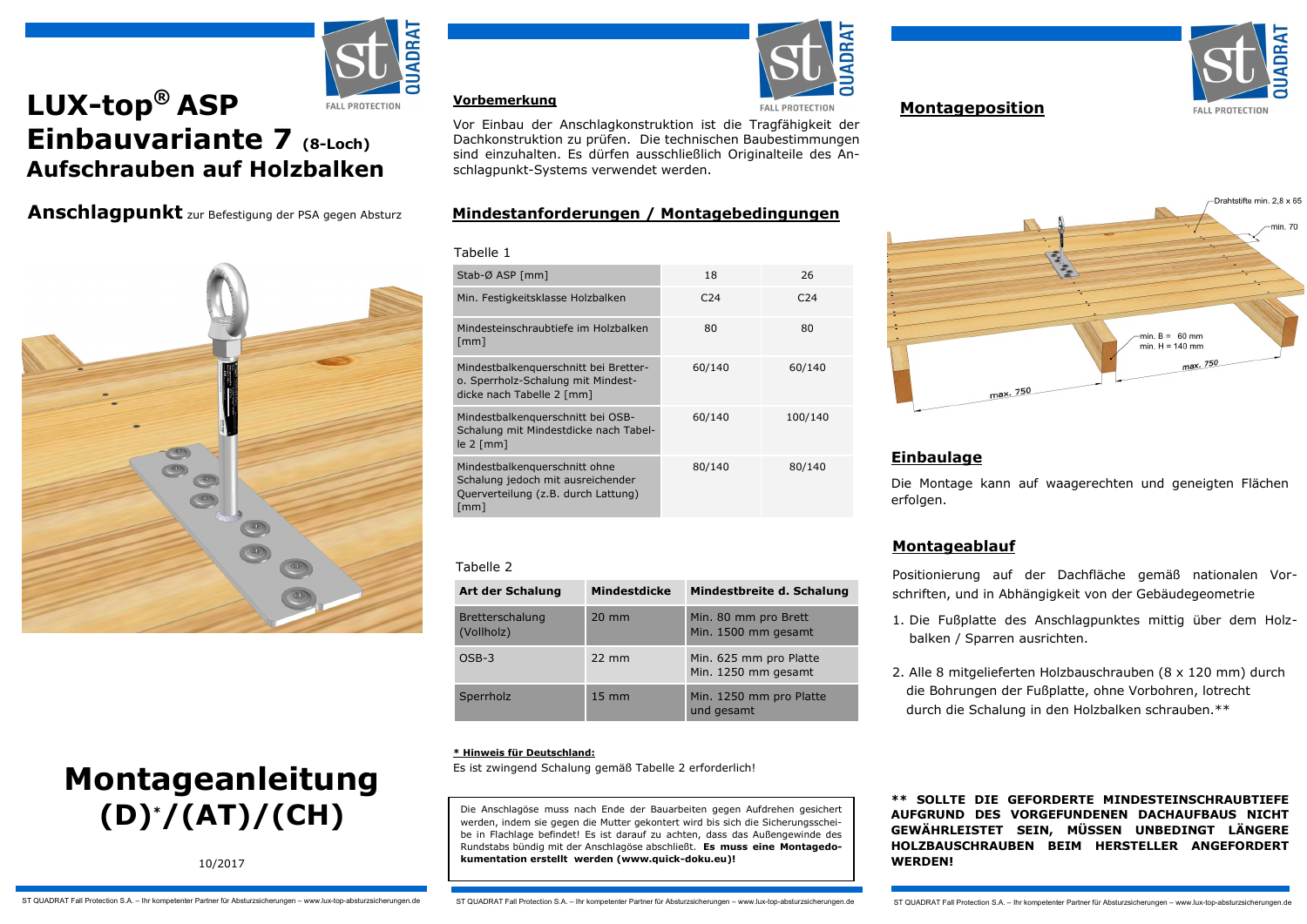# LUX-top® ASP Einbauvariante 7 (8-Loch)

## Aufschrauben auf Holzbalken

**Anschlagpunkt** zur Befestigung der PSA gegen Absturz

# Montageanleitung (D)*/(AT)/(CH)

10/2017

## Vorbemerkung

Vor Einbau der Anschlagkonstruktion ist die Tragfähigkeit der Dachkonstruktion zu prüfen. Die technischen Baubestimmungen sind einzuhalten. Es dürfen ausschließlich Originalteile des Anschlagpunkt-Systems verwendet werden.

## Mindestanforderungen / Montagebedingungen

Tabelle 1

| Stab-Ø ASP [mm] | 18 | 26 |
|---|---|---|
| Min. Festigkeitsklasse Holzbalken | C24 | C24 |
| Mindesteinschraubtiefe im Holzbalken [mm] | 80 | 80 |
| Mindestbalkenquerschnitt bei Bretter- o. Sperrholz-Schalung mit Mindestdicke nach Tabelle 2 [mm] | 60/140 | 60/140 |
| Mindestbalkenquerschnitt bei OSB-Schalung mit Mindestdicke nach Tabelle 2 [mm] | 60/140 | 100/140 |
| Mindestbalkenquerschnitt ohne Schalung jedoch mit ausreichender Querverteilung (z.B. durch Lattung) [mm] | 80/140 | 80/140 |

Tabelle 2

| Art der Schalung | Mindestdicke | Mindestbreite d. Schalung |
|---|---|---|
| Bretterschalung (Vollholz) | 20 mm | Min. 80 mm pro Brett<br>Min. 1500 mm gesamt |
| OSB-3 | 22 mm | Min. 625 mm pro Platte<br>Min. 1250 mm gesamt |
| Sperrholz | 15 mm | Min. 1250 mm pro Platte und gesamt |

**\* Hinweis für Deutschland:**
Es ist zwingend Schalung gemäß Tabelle 2 erforderlich!

Die Anschlagöse muss nach Ende der Bauarbeiten gegen Aufdrehen gesichert werden, indem sie gegen die Mutter gekontert wird bis sich die Sicherungsscheibe in Flachlage befindet! Es ist darauf zu achten, dass das Außengewinde des Rundstabs bündig mit der Anschlagöse abschließt. **Es muss eine Montagedokumentation erstellt werden (www.quick-doku.eu)!**

## Montageposition

Drahtstifte min. 2,8 x 65
min. 70
min. B = 60 mm
min. H = 140 mm
max. 750
max. 750

## Einbaulage

Die Montage kann auf waagerechten und geneigten Flächen erfolgen.

## Montageablauf

Positionierung auf der Dachfläche gemäß nationalen Vorschriften, und in Abhängigkeit von der Gebäudegeometrie

1. Die Fußplatte des Anschlagpunktes mittig über dem Holzbalken / Sparren ausrichten.
2. Alle 8 mitgelieferten Holzbauschrauben (8 x 120 mm) durch die Bohrungen der Fußplatte, ohne Vorbohren, lotrecht durch die Schalung in den Holzbalken schrauben.**

**\*\* SOLLTE DIE GEFORDERTE MINDESTEINSCHRAUBTIEFE AUFGRUND DES VORGEFUNDENEN DACHAUFBAUS NICHT GEWÄHRLEISTET SEIN, MÜSSEN UNBEDINGT LÄNGERE HOLZBAUSCHRAUBEN BEIM HERSTELLER ANGEFORDERT WERDEN!**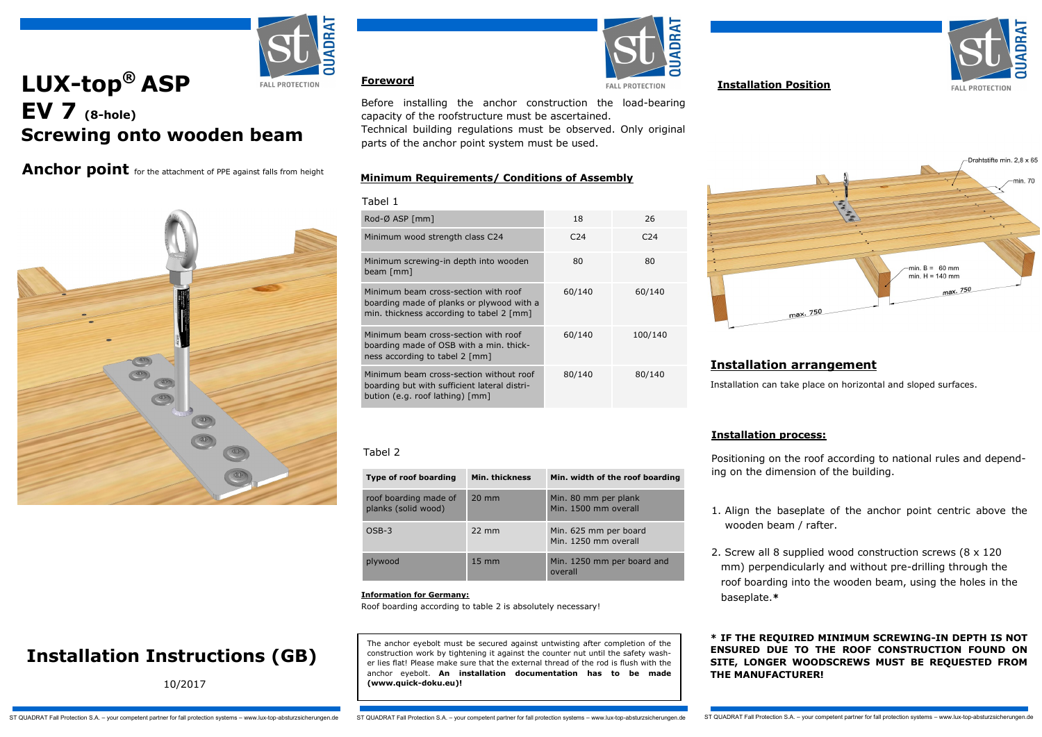# LUX-top® ASP

# EV 7 (8-hole)

# Screwing onto wooden beam

**Anchor point** for the attachment of PPE against falls from height

# Installation Instructions (GB)

10/2017

## Foreword

Before installing the anchor construction the load-bearing capacity of the roofstructure must be ascertained.
Technical building regulations must be observed. Only original parts of the anchor point system must be used.

## Minimum Requirements/ Conditions of Assembly

Tabel 1

| Rod-Ø ASP [mm] | 18 | 26 |
|---|---|---|
| Minimum wood strength class C24 | C24 | C24 |
| Minimum screwing-in depth into wooden beam [mm] | 80 | 80 |
| Minimum beam cross-section with roof boarding made of planks or plywood with a min. thickness according to tabel 2 [mm] | 60/140 | 60/140 |
| Minimum beam cross-section with roof boarding made of OSB with a min. thickness according to tabel 2 [mm] | 60/140 | 100/140 |
| Minimum beam cross-section without roof boarding but with sufficient lateral distribution (e.g. roof lathing) [mm] | 80/140 | 80/140 |

Tabel 2

| Type of roof boarding | Min. thickness | Min. width of the roof boarding |
|---|---|---|
| roof boarding made of planks (solid wood) | 20 mm | Min. 80 mm per plank<br>Min. 1500 mm overall |
| OSB-3 | 22 mm | Min. 625 mm per board<br>Min. 1250 mm overall |
| plywood | 15 mm | Min. 1250 mm per board and overall |

**Information for Germany:**

Roof boarding according to table 2 is absolutely necessary!

The anchor eyebolt must be secured against untwisting after completion of the construction work by tightening it against the counter nut until the safety washer lies flat! Please make sure that the external thread of the rod is flush with the anchor eyebolt. **An installation documentation has to be made (www.quick-doku.eu)!**

## Installation Position

Drahtstifte min. 2,8 x 65

min. 70

min. B = 60 mm
min. H = 140 mm

max. 750

max. 750

## Installation arrangement

Installation can take place on horizontal and sloped surfaces.

## Installation process:

Positioning on the roof according to national rules and depending on the dimension of the building.

1. Align the baseplate of the anchor point centric above the wooden beam / rafter.
2. Screw all 8 supplied wood construction screws (8 x 120 mm) perpendicularly and without pre-drilling through the roof boarding into the wooden beam, using the holes in the baseplate.**\***

**\* IF THE REQUIRED MINIMUM SCREWING-IN DEPTH IS NOT ENSURED DUE TO THE ROOF CONSTRUCTION FOUND ON SITE, LONGER WOODSCREWS MUST BE REQUESTED FROM THE MANUFACTURER!**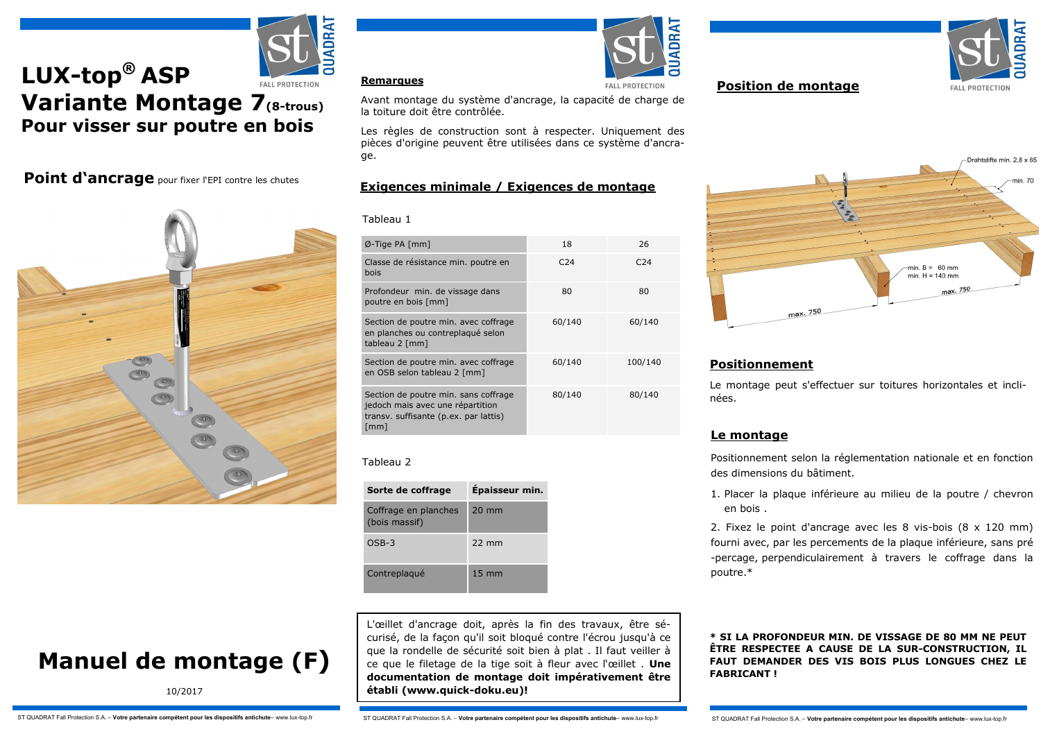# LUX-top® ASP
# Variante Montage 7 (8-trous)
## Pour visser sur poutre en bois

**Point d'ancrage** pour fixer l'EPI contre les chutes

# Manuel de montage (F)

10/2017

### Remarques

Avant montage du système d'ancrage, la capacité de charge de la toiture doit être contrôlée.

Les règles de construction sont à respecter. Uniquement des pièces d'origine peuvent être utilisées dans ce système d'ancrage.

### Exigences minimale / Exigences de montage

Tableau 1

| | | |
|---|---|---|
| Ø-Tige PA [mm] | 18 | 26 |
| Classe de résistance min. poutre en bois | C24 | C24 |
| Profondeur min. de vissage dans poutre en bois [mm] | 80 | 80 |
| Section de poutre min. avec coffrage en planches ou contreplaqué selon tableau 2 [mm] | 60/140 | 60/140 |
| Section de poutre min. avec coffrage en OSB selon tableau 2 [mm] | 60/140 | 100/140 |
| Section de poutre min. sans coffrage jedoch mais avec une répartition transv. suffisante (p.ex. par lattis) [mm] | 80/140 | 80/140 |

Tableau 2

| Sorte de coffrage | Épaisseur min. |
|---|---|
| Coffrage en planches (bois massif) | 20 mm |
| OSB-3 | 22 mm |
| Contreplaqué | 15 mm |

L'œillet d'ancrage doit, après la fin des travaux, être sécurisé, de la façon qu'il soit bloqué contre l'écrou jusqu'à ce que la rondelle de sécurité soit bien à plat . Il faut veiller à ce que le filetage de la tige soit à fleur avec l'œillet . **Une documentation de montage doit impérativement être établi (www.quick-doku.eu)!**

### Position de montage

Drahtstifte min. 2,8 x 65

min. 70

min. B = 60 mm
min. H = 140 mm

max. 750

max. 750

### Positionnement

Le montage peut s'effectuer sur toitures horizontales et inclinées.

### Le montage

Positionnement selon la réglementation nationale et en fonction des dimensions du bâtiment.

1. Placer la plaque inférieure au milieu de la poutre / chevron en bois .

2. Fixez le point d'ancrage avec les 8 vis-bois (8 x 120 mm) fourni avec, par les percements de la plaque inférieure, sans pré-percage, perpendiculairement à travers le coffrage dans la poutre.*

**\* SI LA PROFONDEUR MIN. DE VISSAGE DE 80 MM NE PEUT ÊTRE RESPECTEE A CAUSE DE LA SUR-CONSTRUCTION, IL FAUT DEMANDER DES VIS BOIS PLUS LONGUES CHEZ LE FABRICANT !**